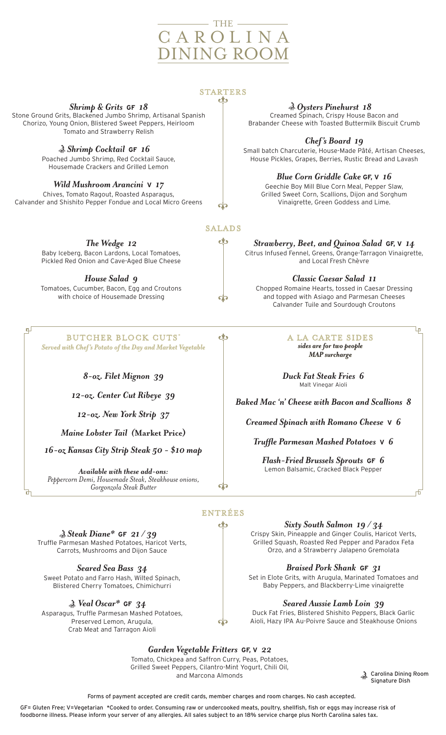# THE CAROLINA DINING ROOM

## STARTERS

### *Shrimp & Grits* GF *18*
Stone Ground Grits, Blackened Jumbo Shrimp, Artisanal Spanish Chorizo, Young Onion, Blistered Sweet Peppers, Heirloom Tomato and Strawberry Relish

### *Shrimp Cocktail* GF *16*
Poached Jumbo Shrimp, Red Cocktail Sauce, Housemade Crackers and Grilled Lemon

### *Wild Mushroom Arancini* V *17*
Chives, Tomato Ragout, Roasted Asparagus, Calvander and Shishito Pepper Fondue and Local Micro Greens

### *Oysters Pinehurst 18*
Creamed Spinach, Crispy House Bacon and Brabander Cheese with Toasted Buttermilk Biscuit Crumb

### *Chef's Board 19*
Small batch Charcuterie, House-Made Pâté, Artisan Cheeses, House Pickles, Grapes, Berries, Rustic Bread and Lavash

### *Blue Corn Griddle Cake* GF, V *16*
Geechie Boy Mill Blue Corn Meal, Pepper Slaw, Grilled Sweet Corn, Scallions, Dijon and Sorghum Vinaigrette, Green Goddess and Lime.

## SALADS

### *The Wedge 12*
Baby Iceberg, Bacon Lardons, Local Tomatoes, Pickled Red Onion and Cave-Aged Blue Cheese

### *House Salad 9*
Tomatoes, Cucumber, Bacon, Egg and Croutons with choice of Housemade Dressing

### *Strawberry, Beet, and Quinoa Salad* GF, V *14*
Citrus Infused Fennel, Greens, Orange-Tarragon Vinaigrette, and Local Fresh Chèvre

### *Classic Caesar Salad 11*
Chopped Romaine Hearts, tossed in Caesar Dressing and topped with Asiago and Parmesan Cheeses Calvander Tuile and Sourdough Croutons

## BUTCHER BLOCK CUTS*

*Served with Chef's Potato of the Day and Market Vegetable*

*8-oz. Filet Mignon 39*

*12-oz. Center Cut Ribeye 39*

*12-oz. New York Strip 37*

*Maine Lobster Tail* **(Market Price)**

*16-oz Kansas City Strip Steak 50 - $10 map*

*Available with these add-ons:*
*Peppercorn Demi, Housemade Steak, Steakhouse onions, Gorgonzola Steak Butter*

## A LA CARTE SIDES

*sides are for two people*
*MAP surcharge*

*Duck Fat Steak Fries 6*
Malt Vinegar Aioli

*Baked Mac 'n' Cheese with Bacon and Scallions 8*

*Creamed Spinach with Romano Cheese* V *6*

*Truffle Parmesan Mashed Potatoes* V *6*

*Flash-Fried Brussels Sprouts* GF *6*
Lemon Balsamic, Cracked Black Pepper

## ENTRÉES

### *Steak Diane** GF *21 / 39*
Truffle Parmesan Mashed Potatoes, Haricot Verts, Carrots, Mushrooms and Dijon Sauce

### *Seared Sea Bass 34*
Sweet Potato and Farro Hash, Wilted Spinach, Blistered Cherry Tomatoes, Chimichurri

### *Veal Oscar** GF *34*
Asparagus, Truffle Parmesan Mashed Potatoes, Preserved Lemon, Arugula, Crab Meat and Tarragon Aioli

### *Sixty South Salmon 19 / 34*
Crispy Skin, Pineapple and Ginger Coulis, Haricot Verts, Grilled Squash, Roasted Red Pepper and Paradox Feta Orzo, and a Strawberry Jalapeno Gremolata

### *Braised Pork Shank* GF *31*
Set in Elote Grits, with Arugula, Marinated Tomatoes and Baby Peppers, and Blackberry-Lime vinaigrette

### *Seared Aussie Lamb Loin 39*
Duck Fat Fries, Blistered Shishito Peppers, Black Garlic Aioli, Hazy IPA Au-Poivre Sauce and Steakhouse Onions

### *Garden Vegetable Fritters* GF, V *22*
Tomato, Chickpea and Saffron Curry, Peas, Potatoes, Grilled Sweet Peppers, Cilantro-Mint Yogurt, Chili Oil, and Marcona Almonds

Carolina Dining Room Signature Dish

Forms of payment accepted are credit cards, member charges and room charges. No cash accepted.

GF= Gluten Free; V=Vegetarian *Cooked to order. Consuming raw or undercooked meats, poultry, shellfish, fish or eggs may increase risk of foodborne illness. Please inform your server of any allergies. All sales subject to an 18% service charge plus North Carolina sales tax.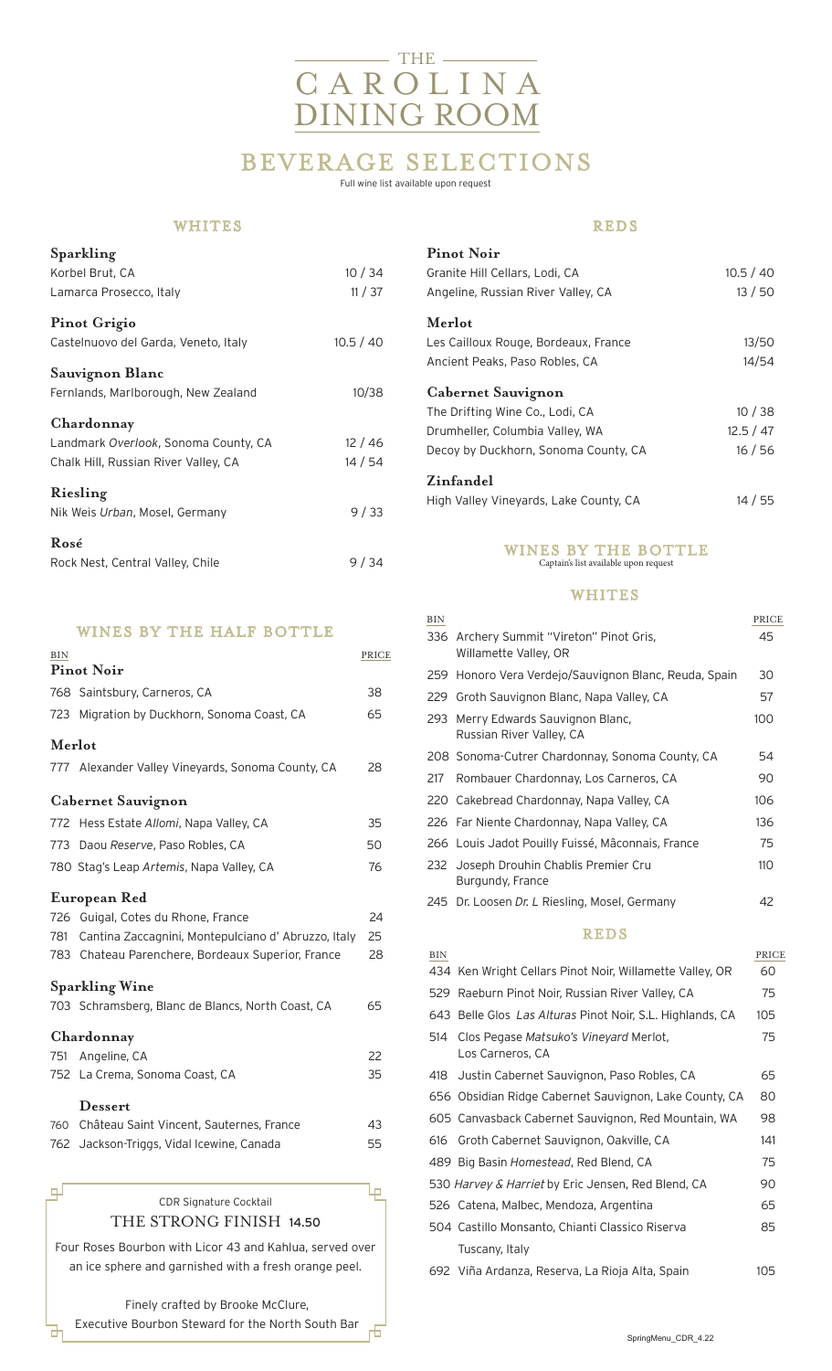# THE CAROLINA DINING ROOM

## BEVERAGE SELECTIONS

Full wine list available upon request

### WHITES

**Sparkling**

| | |
|---|---|
| Korbel Brut, CA | 10 / 34 |
| Lamarca Prosecco, Italy | 11 / 37 |

**Pinot Grigio**

| | |
|---|---|
| Castelnuovo del Garda, Veneto, Italy | 10.5 / 40 |

**Sauvignon Blanc**

| | |
|---|---|
| Fernlands, Marlborough, New Zealand | 10/38 |

**Chardonnay**

| | |
|---|---|
| Landmark *Overlook*, Sonoma County, CA | 12 / 46 |
| Chalk Hill, Russian River Valley, CA | 14 / 54 |

**Riesling**

| | |
|---|---|
| Nik Weis *Urban*, Mosel, Germany | 9 / 33 |

**Rosé**

| | |
|---|---|
| Rock Nest, Central Valley, Chile | 9 / 34 |

### REDS

**Pinot Noir**

| | |
|---|---|
| Granite Hill Cellars, Lodi, CA | 10.5 / 40 |
| Angeline, Russian River Valley, CA | 13 / 50 |

**Merlot**

| | |
|---|---|
| Les Cailloux Rouge, Bordeaux, France | 13/50 |
| Ancient Peaks, Paso Robles, CA | 14/54 |

**Cabernet Sauvignon**

| | |
|---|---|
| The Drifting Wine Co., Lodi, CA | 10 / 38 |
| Drumheller, Columbia Valley, WA | 12.5 / 47 |
| Decoy by Duckhorn, Sonoma County, CA | 16 / 56 |

**Zinfandel**

| | |
|---|---|
| High Valley Vineyards, Lake County, CA | 14 / 55 |

## WINES BY THE HALF BOTTLE

| BIN | | PRICE |
|---|---|---|
| | **Pinot Noir** | |
| 768 | Saintsbury, Carneros, CA | 38 |
| 723 | Migration by Duckhorn, Sonoma Coast, CA | 65 |
| | **Merlot** | |
| 777 | Alexander Valley Vineyards, Sonoma County, CA | 28 |
| | **Cabernet Sauvignon** | |
| 772 | Hess Estate *Allomi*, Napa Valley, CA | 35 |
| 773 | Daou *Reserve*, Paso Robles, CA | 50 |
| 780 | Stag's Leap *Artemis*, Napa Valley, CA | 76 |
| | **European Red** | |
| 726 | Guigal, Cotes du Rhone, France | 24 |
| 781 | Cantina Zaccagnini, Montepulciano d' Abruzzo, Italy | 25 |
| 783 | Chateau Parenchere, Bordeaux Superior, France | 28 |
| | **Sparkling Wine** | |
| 703 | Schramsberg, Blanc de Blancs, North Coast, CA | 65 |
| | **Chardonnay** | |
| 751 | Angeline, CA | 22 |
| 752 | La Crema, Sonoma Coast, CA | 35 |
| | **Dessert** | |
| 760 | Château Saint Vincent, Sauternes, France | 43 |
| 762 | Jackson-Triggs, Vidal Icewine, Canada | 55 |

CDR Signature Cocktail

**THE STRONG FINISH 14.50**

Four Roses Bourbon with Licor 43 and Kahlua, served over an ice sphere and garnished with a fresh orange peel.

Finely crafted by Brooke McClure, Executive Bourbon Steward for the North South Bar

## WINES BY THE BOTTLE

Captain's list available upon request

### WHITES

| BIN | | PRICE |
|---|---|---|
| 336 | Archery Summit "Vireton" Pinot Gris, Willamette Valley, OR | 45 |
| 259 | Honoro Vera Verdejo/Sauvignon Blanc, Reuda, Spain | 30 |
| 229 | Groth Sauvignon Blanc, Napa Valley, CA | 57 |
| 293 | Merry Edwards Sauvignon Blanc, Russian River Valley, CA | 100 |
| 208 | Sonoma-Cutrer Chardonnay, Sonoma County, CA | 54 |
| 217 | Rombauer Chardonnay, Los Carneros, CA | 90 |
| 220 | Cakebread Chardonnay, Napa Valley, CA | 106 |
| 226 | Far Niente Chardonnay, Napa Valley, CA | 136 |
| 266 | Louis Jadot Pouilly Fuissé, Mâconnais, France | 75 |
| 232 | Joseph Drouhin Chablis Premier Cru Burgundy, France | 110 |
| 245 | Dr. Loosen *Dr. L* Riesling, Mosel, Germany | 42 |

### REDS

| BIN | | PRICE |
|---|---|---|
| 434 | Ken Wright Cellars Pinot Noir, Willamette Valley, OR | 60 |
| 529 | Raeburn Pinot Noir, Russian River Valley, CA | 75 |
| 643 | Belle Glos *Las Alturas* Pinot Noir, S.L. Highlands, CA | 105 |
| 514 | Clos Pegase *Matsuko's Vineyard* Merlot, Los Carneros, CA | 75 |
| 418 | Justin Cabernet Sauvignon, Paso Robles, CA | 65 |
| 656 | Obsidian Ridge Cabernet Sauvignon, Lake County, CA | 80 |
| 605 | Canvasback Cabernet Sauvignon, Red Mountain, WA | 98 |
| 616 | Groth Cabernet Sauvignon, Oakville, CA | 141 |
| 489 | Big Basin *Homestead*, Red Blend, CA | 75 |
| 530 | *Harvey & Harriet* by Eric Jensen, Red Blend, CA | 90 |
| 526 | Catena, Malbec, Mendoza, Argentina | 65 |
| 504 | Castillo Monsanto, Chianti Classico Riserva Tuscany, Italy | 85 |
| 692 | Viña Ardanza, Reserva, La Rioja Alta, Spain | 105 |

SpringMenu_CDR_4.22